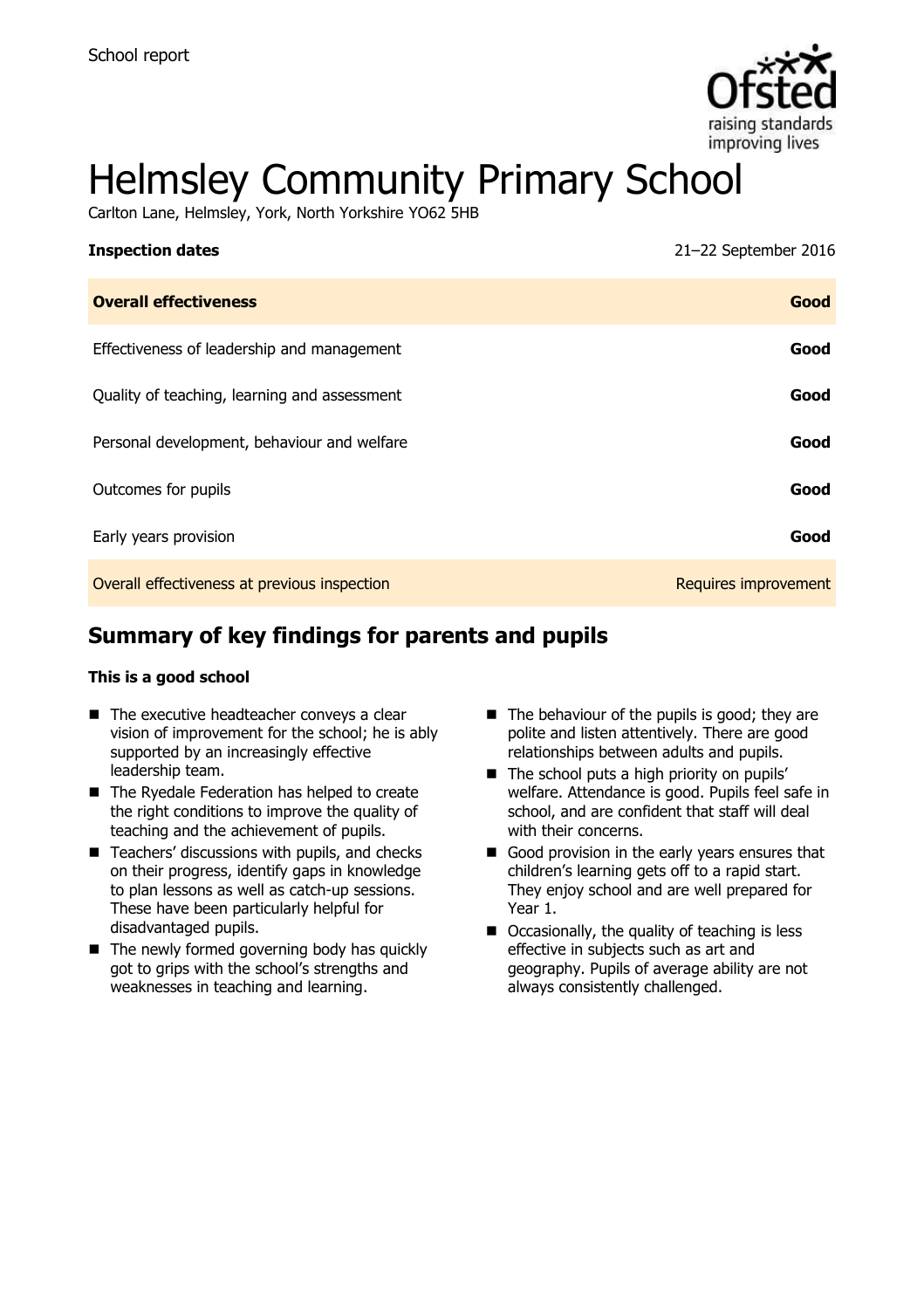School report

# Helmsley Community Primary School

Carlton Lane, Helmsley, York, North Yorkshire YO62 5HB

| **Inspection dates** | 21–22 September 2016 |
|---|---|
| **Overall effectiveness** | **Good** |
| Effectiveness of leadership and management | **Good** |
| Quality of teaching, learning and assessment | **Good** |
| Personal development, behaviour and welfare | **Good** |
| Outcomes for pupils | **Good** |
| Early years provision | **Good** |
| Overall effectiveness at previous inspection | Requires improvement |

## Summary of key findings for parents and pupils

**This is a good school**

- The executive headteacher conveys a clear vision of improvement for the school; he is ably supported by an increasingly effective leadership team.
- The Ryedale Federation has helped to create the right conditions to improve the quality of teaching and the achievement of pupils.
- Teachers' discussions with pupils, and checks on their progress, identify gaps in knowledge to plan lessons as well as catch-up sessions. These have been particularly helpful for disadvantaged pupils.
- The newly formed governing body has quickly got to grips with the school's strengths and weaknesses in teaching and learning.
- The behaviour of the pupils is good; they are polite and listen attentively. There are good relationships between adults and pupils.
- The school puts a high priority on pupils' welfare. Attendance is good. Pupils feel safe in school, and are confident that staff will deal with their concerns.
- Good provision in the early years ensures that children's learning gets off to a rapid start. They enjoy school and are well prepared for Year 1.
- Occasionally, the quality of teaching is less effective in subjects such as art and geography. Pupils of average ability are not always consistently challenged.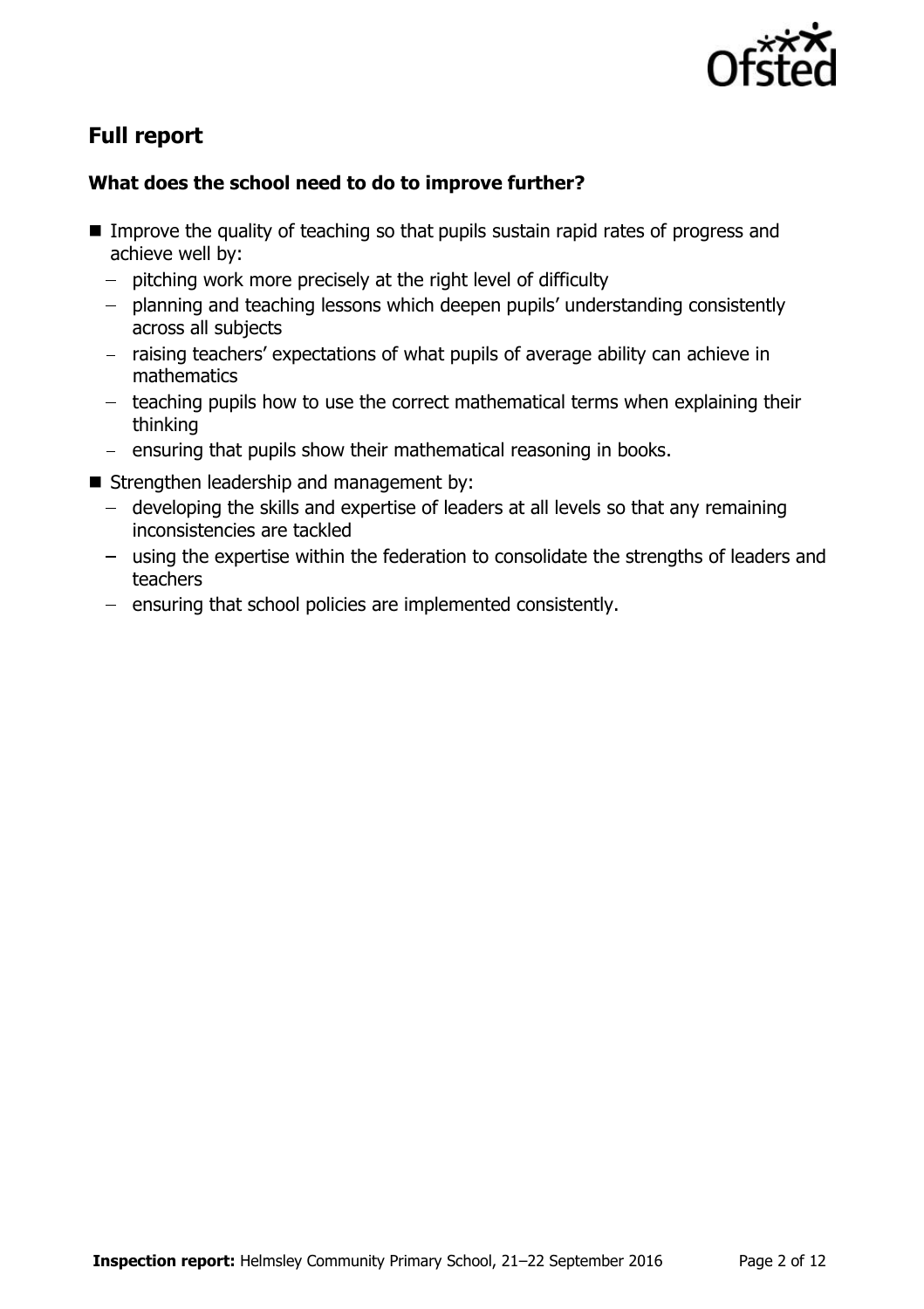## Full report

### What does the school need to do to improve further?

- Improve the quality of teaching so that pupils sustain rapid rates of progress and achieve well by:
  - pitching work more precisely at the right level of difficulty
  - planning and teaching lessons which deepen pupils' understanding consistently across all subjects
  - raising teachers' expectations of what pupils of average ability can achieve in mathematics
  - teaching pupils how to use the correct mathematical terms when explaining their thinking
  - ensuring that pupils show their mathematical reasoning in books.
- Strengthen leadership and management by:
  - developing the skills and expertise of leaders at all levels so that any remaining inconsistencies are tackled
  - using the expertise within the federation to consolidate the strengths of leaders and teachers
  - ensuring that school policies are implemented consistently.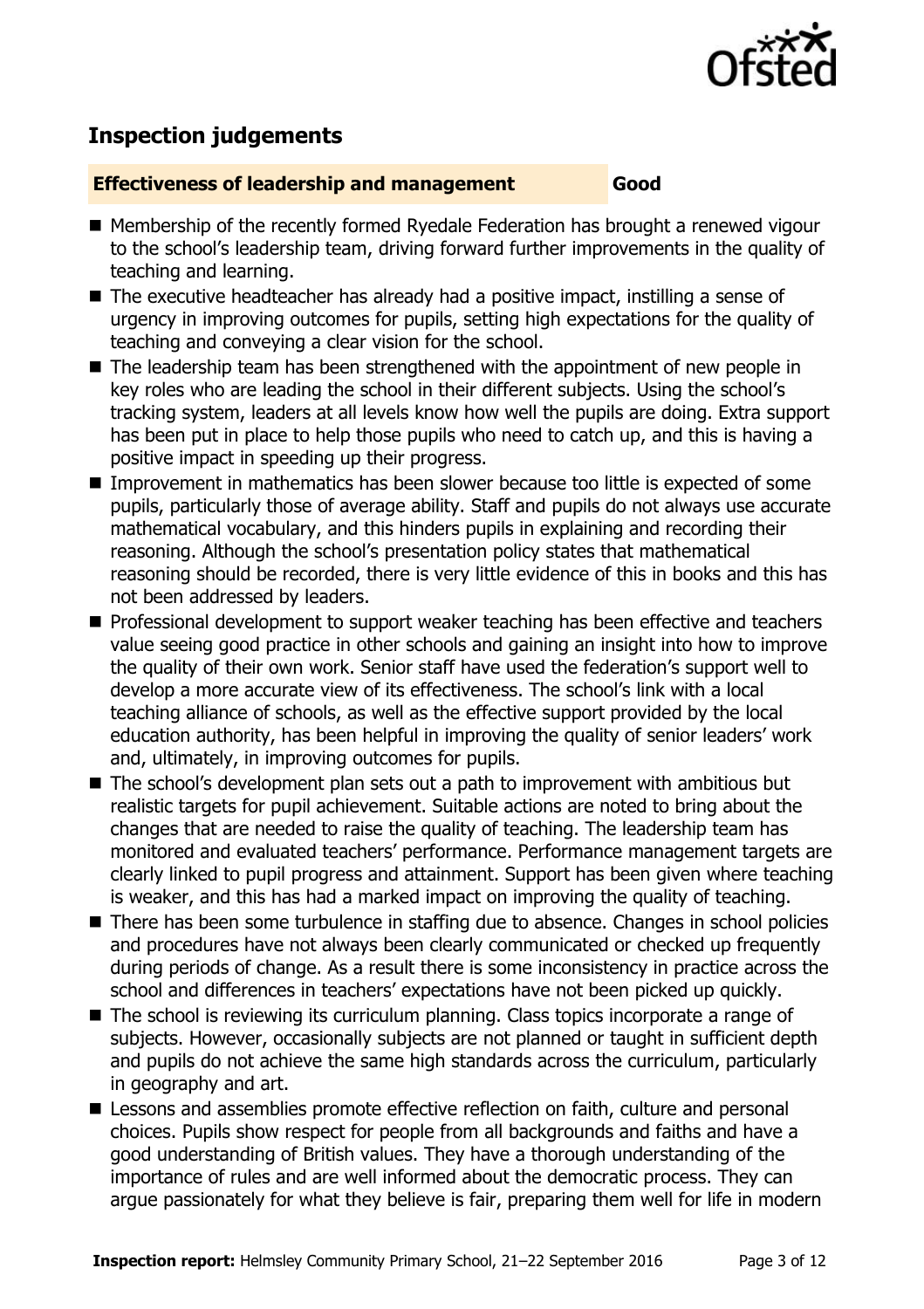## Inspection judgements

**Effectiveness of leadership and management** **Good**

- Membership of the recently formed Ryedale Federation has brought a renewed vigour to the school's leadership team, driving forward further improvements in the quality of teaching and learning.
- The executive headteacher has already had a positive impact, instilling a sense of urgency in improving outcomes for pupils, setting high expectations for the quality of teaching and conveying a clear vision for the school.
- The leadership team has been strengthened with the appointment of new people in key roles who are leading the school in their different subjects. Using the school's tracking system, leaders at all levels know how well the pupils are doing. Extra support has been put in place to help those pupils who need to catch up, and this is having a positive impact in speeding up their progress.
- Improvement in mathematics has been slower because too little is expected of some pupils, particularly those of average ability. Staff and pupils do not always use accurate mathematical vocabulary, and this hinders pupils in explaining and recording their reasoning. Although the school's presentation policy states that mathematical reasoning should be recorded, there is very little evidence of this in books and this has not been addressed by leaders.
- Professional development to support weaker teaching has been effective and teachers value seeing good practice in other schools and gaining an insight into how to improve the quality of their own work. Senior staff have used the federation's support well to develop a more accurate view of its effectiveness. The school's link with a local teaching alliance of schools, as well as the effective support provided by the local education authority, has been helpful in improving the quality of senior leaders' work and, ultimately, in improving outcomes for pupils.
- The school's development plan sets out a path to improvement with ambitious but realistic targets for pupil achievement. Suitable actions are noted to bring about the changes that are needed to raise the quality of teaching. The leadership team has monitored and evaluated teachers' performance. Performance management targets are clearly linked to pupil progress and attainment. Support has been given where teaching is weaker, and this has had a marked impact on improving the quality of teaching.
- There has been some turbulence in staffing due to absence. Changes in school policies and procedures have not always been clearly communicated or checked up frequently during periods of change. As a result there is some inconsistency in practice across the school and differences in teachers' expectations have not been picked up quickly.
- The school is reviewing its curriculum planning. Class topics incorporate a range of subjects. However, occasionally subjects are not planned or taught in sufficient depth and pupils do not achieve the same high standards across the curriculum, particularly in geography and art.
- Lessons and assemblies promote effective reflection on faith, culture and personal choices. Pupils show respect for people from all backgrounds and faiths and have a good understanding of British values. They have a thorough understanding of the importance of rules and are well informed about the democratic process. They can argue passionately for what they believe is fair, preparing them well for life in modern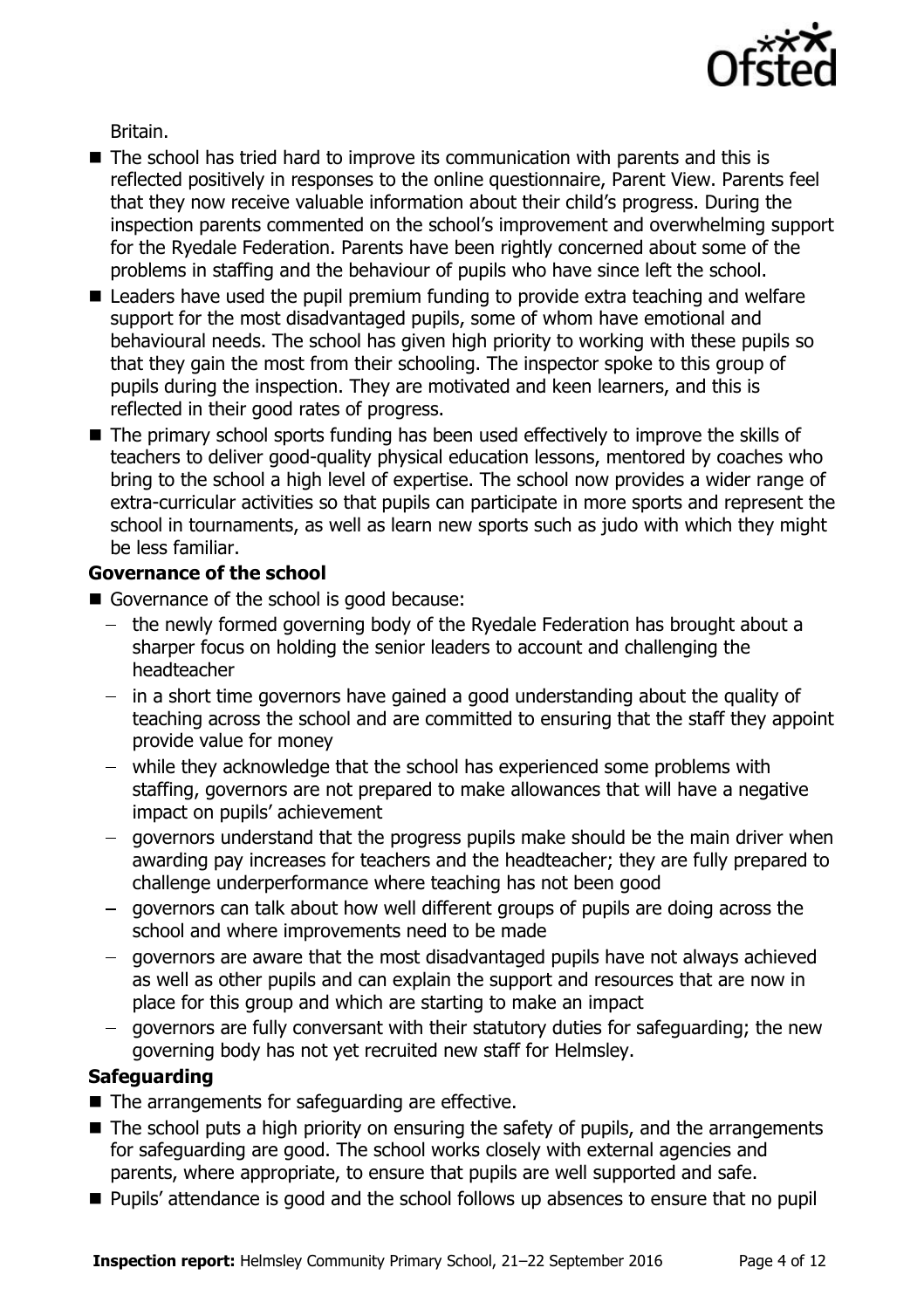Britain.

- The school has tried hard to improve its communication with parents and this is reflected positively in responses to the online questionnaire, Parent View. Parents feel that they now receive valuable information about their child's progress. During the inspection parents commented on the school's improvement and overwhelming support for the Ryedale Federation. Parents have been rightly concerned about some of the problems in staffing and the behaviour of pupils who have since left the school.
- Leaders have used the pupil premium funding to provide extra teaching and welfare support for the most disadvantaged pupils, some of whom have emotional and behavioural needs. The school has given high priority to working with these pupils so that they gain the most from their schooling. The inspector spoke to this group of pupils during the inspection. They are motivated and keen learners, and this is reflected in their good rates of progress.
- The primary school sports funding has been used effectively to improve the skills of teachers to deliver good-quality physical education lessons, mentored by coaches who bring to the school a high level of expertise. The school now provides a wider range of extra-curricular activities so that pupils can participate in more sports and represent the school in tournaments, as well as learn new sports such as judo with which they might be less familiar.

**Governance of the school**

- Governance of the school is good because:
  - the newly formed governing body of the Ryedale Federation has brought about a sharper focus on holding the senior leaders to account and challenging the headteacher
  - in a short time governors have gained a good understanding about the quality of teaching across the school and are committed to ensuring that the staff they appoint provide value for money
  - while they acknowledge that the school has experienced some problems with staffing, governors are not prepared to make allowances that will have a negative impact on pupils' achievement
  - governors understand that the progress pupils make should be the main driver when awarding pay increases for teachers and the headteacher; they are fully prepared to challenge underperformance where teaching has not been good
  - governors can talk about how well different groups of pupils are doing across the school and where improvements need to be made
  - governors are aware that the most disadvantaged pupils have not always achieved as well as other pupils and can explain the support and resources that are now in place for this group and which are starting to make an impact
  - governors are fully conversant with their statutory duties for safeguarding; the new governing body has not yet recruited new staff for Helmsley.

**Safeguarding**

- The arrangements for safeguarding are effective.
- The school puts a high priority on ensuring the safety of pupils, and the arrangements for safeguarding are good. The school works closely with external agencies and parents, where appropriate, to ensure that pupils are well supported and safe.
- Pupils' attendance is good and the school follows up absences to ensure that no pupil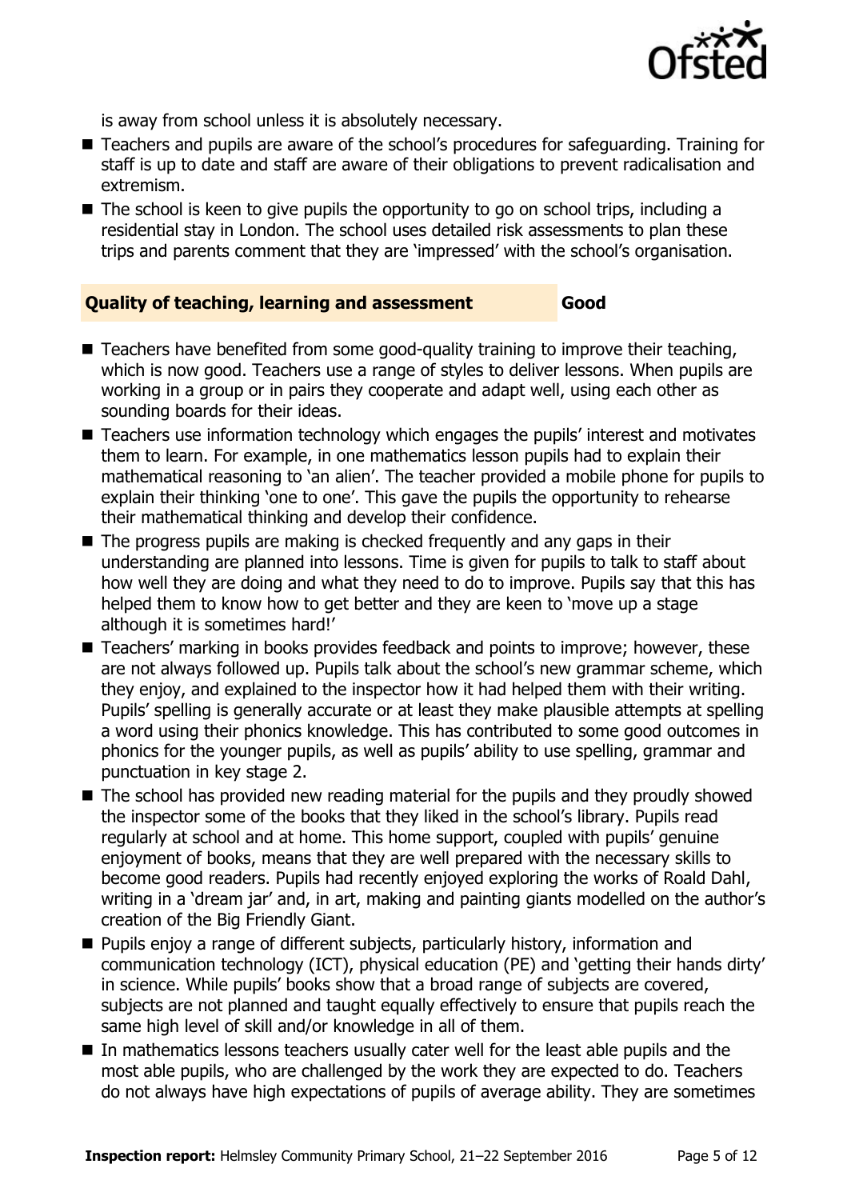is away from school unless it is absolutely necessary.

- Teachers and pupils are aware of the school's procedures for safeguarding. Training for staff is up to date and staff are aware of their obligations to prevent radicalisation and extremism.
- The school is keen to give pupils the opportunity to go on school trips, including a residential stay in London. The school uses detailed risk assessments to plan these trips and parents comment that they are 'impressed' with the school's organisation.

### Quality of teaching, learning and assessment — Good

- Teachers have benefited from some good-quality training to improve their teaching, which is now good. Teachers use a range of styles to deliver lessons. When pupils are working in a group or in pairs they cooperate and adapt well, using each other as sounding boards for their ideas.
- Teachers use information technology which engages the pupils' interest and motivates them to learn. For example, in one mathematics lesson pupils had to explain their mathematical reasoning to 'an alien'. The teacher provided a mobile phone for pupils to explain their thinking 'one to one'. This gave the pupils the opportunity to rehearse their mathematical thinking and develop their confidence.
- The progress pupils are making is checked frequently and any gaps in their understanding are planned into lessons. Time is given for pupils to talk to staff about how well they are doing and what they need to do to improve. Pupils say that this has helped them to know how to get better and they are keen to 'move up a stage although it is sometimes hard!'
- Teachers' marking in books provides feedback and points to improve; however, these are not always followed up. Pupils talk about the school's new grammar scheme, which they enjoy, and explained to the inspector how it had helped them with their writing. Pupils' spelling is generally accurate or at least they make plausible attempts at spelling a word using their phonics knowledge. This has contributed to some good outcomes in phonics for the younger pupils, as well as pupils' ability to use spelling, grammar and punctuation in key stage 2.
- The school has provided new reading material for the pupils and they proudly showed the inspector some of the books that they liked in the school's library. Pupils read regularly at school and at home. This home support, coupled with pupils' genuine enjoyment of books, means that they are well prepared with the necessary skills to become good readers. Pupils had recently enjoyed exploring the works of Roald Dahl, writing in a 'dream jar' and, in art, making and painting giants modelled on the author's creation of the Big Friendly Giant.
- Pupils enjoy a range of different subjects, particularly history, information and communication technology (ICT), physical education (PE) and 'getting their hands dirty' in science. While pupils' books show that a broad range of subjects are covered, subjects are not planned and taught equally effectively to ensure that pupils reach the same high level of skill and/or knowledge in all of them.
- In mathematics lessons teachers usually cater well for the least able pupils and the most able pupils, who are challenged by the work they are expected to do. Teachers do not always have high expectations of pupils of average ability. They are sometimes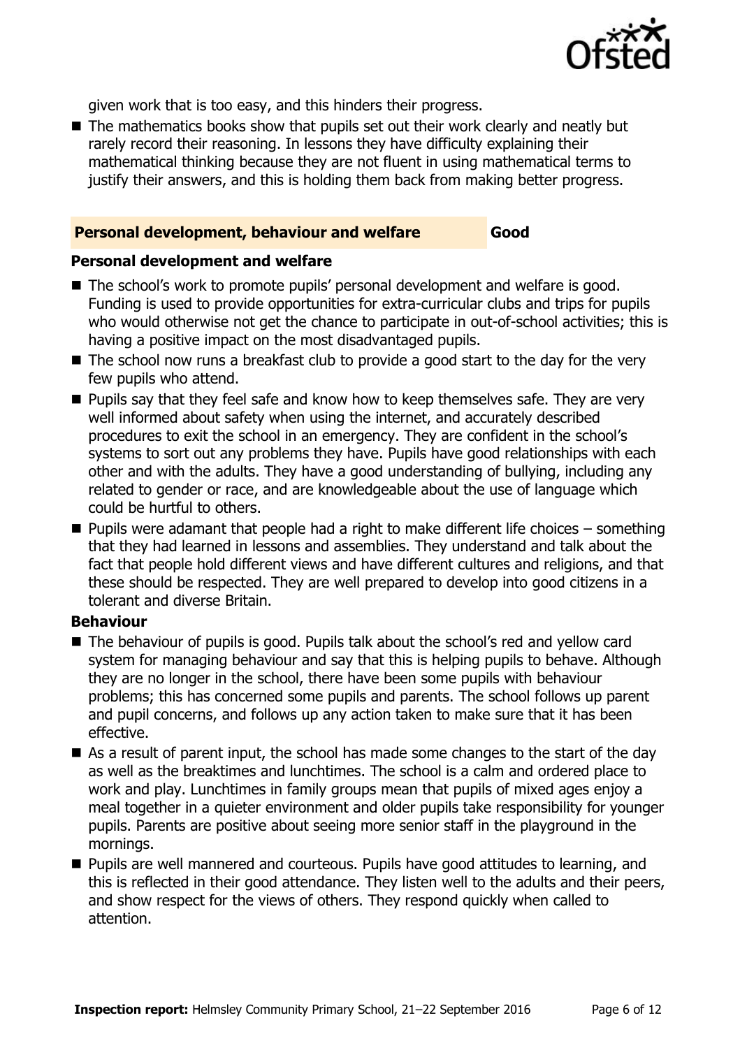given work that is too easy, and this hinders their progress.

- The mathematics books show that pupils set out their work clearly and neatly but rarely record their reasoning. In lessons they have difficulty explaining their mathematical thinking because they are not fluent in using mathematical terms to justify their answers, and this is holding them back from making better progress.

## Personal development, behaviour and welfare — Good

### Personal development and welfare

- The school's work to promote pupils' personal development and welfare is good. Funding is used to provide opportunities for extra-curricular clubs and trips for pupils who would otherwise not get the chance to participate in out-of-school activities; this is having a positive impact on the most disadvantaged pupils.
- The school now runs a breakfast club to provide a good start to the day for the very few pupils who attend.
- Pupils say that they feel safe and know how to keep themselves safe. They are very well informed about safety when using the internet, and accurately described procedures to exit the school in an emergency. They are confident in the school's systems to sort out any problems they have. Pupils have good relationships with each other and with the adults. They have a good understanding of bullying, including any related to gender or race, and are knowledgeable about the use of language which could be hurtful to others.
- Pupils were adamant that people had a right to make different life choices – something that they had learned in lessons and assemblies. They understand and talk about the fact that people hold different views and have different cultures and religions, and that these should be respected. They are well prepared to develop into good citizens in a tolerant and diverse Britain.

### Behaviour

- The behaviour of pupils is good. Pupils talk about the school's red and yellow card system for managing behaviour and say that this is helping pupils to behave. Although they are no longer in the school, there have been some pupils with behaviour problems; this has concerned some pupils and parents. The school follows up parent and pupil concerns, and follows up any action taken to make sure that it has been effective.
- As a result of parent input, the school has made some changes to the start of the day as well as the breaktimes and lunchtimes. The school is a calm and ordered place to work and play. Lunchtimes in family groups mean that pupils of mixed ages enjoy a meal together in a quieter environment and older pupils take responsibility for younger pupils. Parents are positive about seeing more senior staff in the playground in the mornings.
- Pupils are well mannered and courteous. Pupils have good attitudes to learning, and this is reflected in their good attendance. They listen well to the adults and their peers, and show respect for the views of others. They respond quickly when called to attention.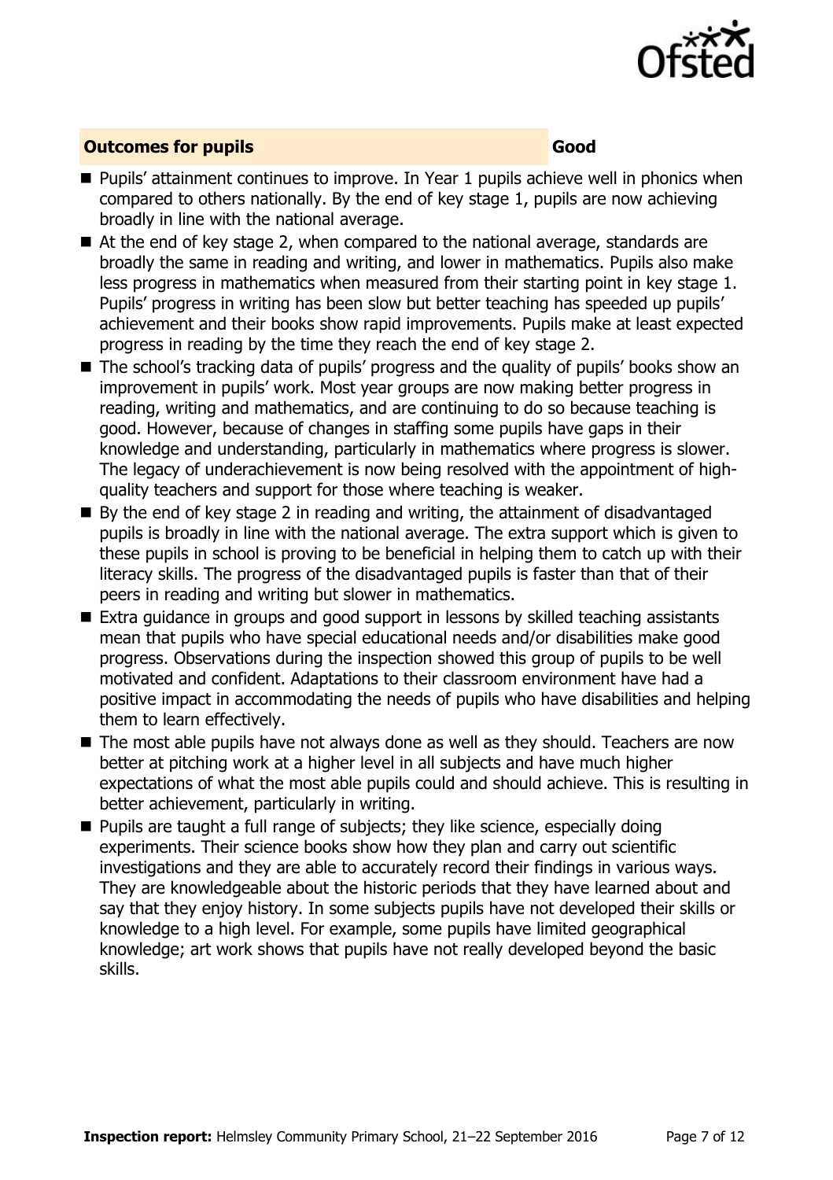## Outcomes for pupils **Good**

- Pupils' attainment continues to improve. In Year 1 pupils achieve well in phonics when compared to others nationally. By the end of key stage 1, pupils are now achieving broadly in line with the national average.
- At the end of key stage 2, when compared to the national average, standards are broadly the same in reading and writing, and lower in mathematics. Pupils also make less progress in mathematics when measured from their starting point in key stage 1. Pupils' progress in writing has been slow but better teaching has speeded up pupils' achievement and their books show rapid improvements. Pupils make at least expected progress in reading by the time they reach the end of key stage 2.
- The school's tracking data of pupils' progress and the quality of pupils' books show an improvement in pupils' work. Most year groups are now making better progress in reading, writing and mathematics, and are continuing to do so because teaching is good. However, because of changes in staffing some pupils have gaps in their knowledge and understanding, particularly in mathematics where progress is slower. The legacy of underachievement is now being resolved with the appointment of high-quality teachers and support for those where teaching is weaker.
- By the end of key stage 2 in reading and writing, the attainment of disadvantaged pupils is broadly in line with the national average. The extra support which is given to these pupils in school is proving to be beneficial in helping them to catch up with their literacy skills. The progress of the disadvantaged pupils is faster than that of their peers in reading and writing but slower in mathematics.
- Extra guidance in groups and good support in lessons by skilled teaching assistants mean that pupils who have special educational needs and/or disabilities make good progress. Observations during the inspection showed this group of pupils to be well motivated and confident. Adaptations to their classroom environment have had a positive impact in accommodating the needs of pupils who have disabilities and helping them to learn effectively.
- The most able pupils have not always done as well as they should. Teachers are now better at pitching work at a higher level in all subjects and have much higher expectations of what the most able pupils could and should achieve. This is resulting in better achievement, particularly in writing.
- Pupils are taught a full range of subjects; they like science, especially doing experiments. Their science books show how they plan and carry out scientific investigations and they are able to accurately record their findings in various ways. They are knowledgeable about the historic periods that they have learned about and say that they enjoy history. In some subjects pupils have not developed their skills or knowledge to a high level. For example, some pupils have limited geographical knowledge; art work shows that pupils have not really developed beyond the basic skills.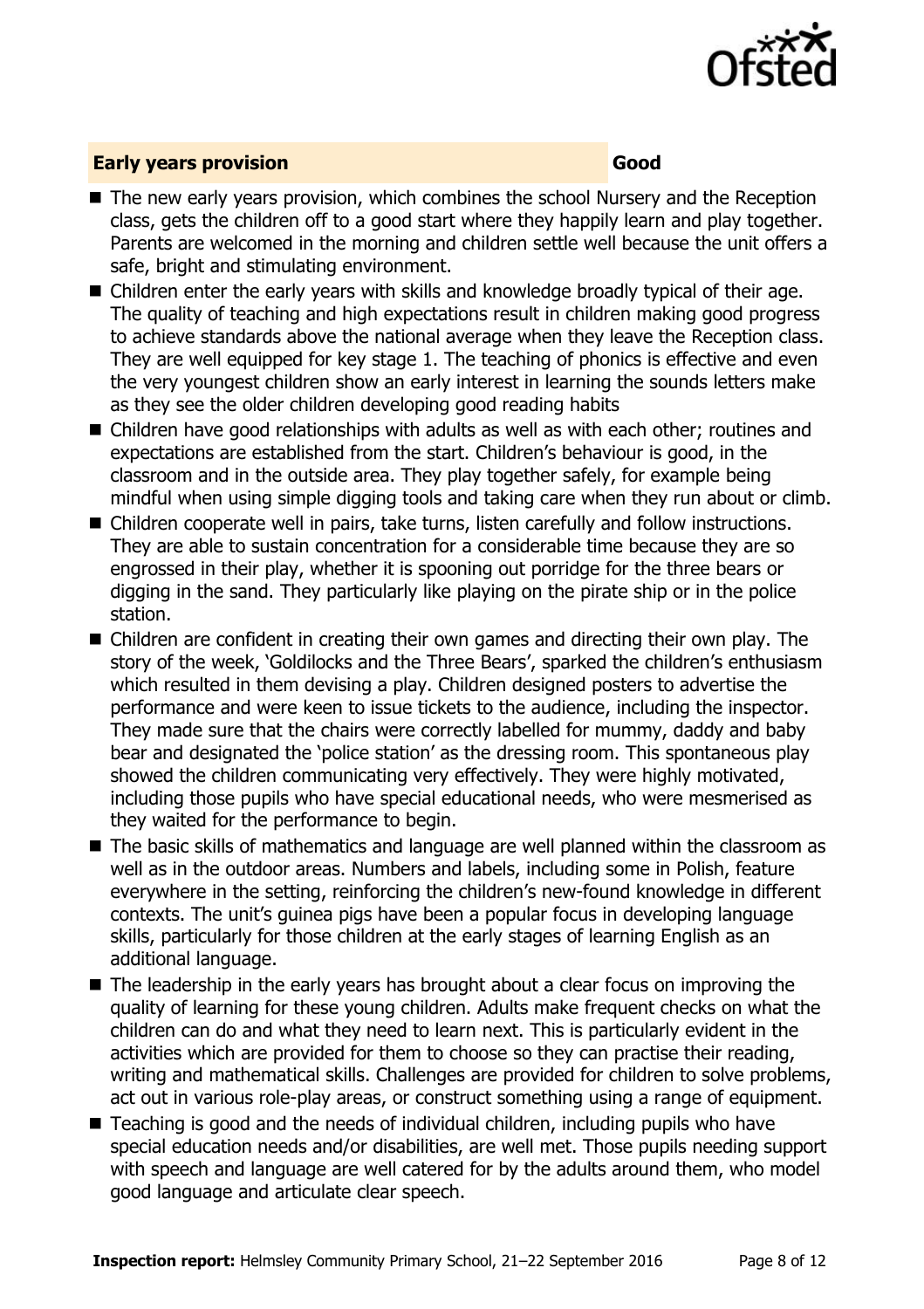## Early years provision — Good

- The new early years provision, which combines the school Nursery and the Reception class, gets the children off to a good start where they happily learn and play together. Parents are welcomed in the morning and children settle well because the unit offers a safe, bright and stimulating environment.
- Children enter the early years with skills and knowledge broadly typical of their age. The quality of teaching and high expectations result in children making good progress to achieve standards above the national average when they leave the Reception class. They are well equipped for key stage 1. The teaching of phonics is effective and even the very youngest children show an early interest in learning the sounds letters make as they see the older children developing good reading habits
- Children have good relationships with adults as well as with each other; routines and expectations are established from the start. Children's behaviour is good, in the classroom and in the outside area. They play together safely, for example being mindful when using simple digging tools and taking care when they run about or climb.
- Children cooperate well in pairs, take turns, listen carefully and follow instructions. They are able to sustain concentration for a considerable time because they are so engrossed in their play, whether it is spooning out porridge for the three bears or digging in the sand. They particularly like playing on the pirate ship or in the police station.
- Children are confident in creating their own games and directing their own play. The story of the week, 'Goldilocks and the Three Bears', sparked the children's enthusiasm which resulted in them devising a play. Children designed posters to advertise the performance and were keen to issue tickets to the audience, including the inspector. They made sure that the chairs were correctly labelled for mummy, daddy and baby bear and designated the 'police station' as the dressing room. This spontaneous play showed the children communicating very effectively. They were highly motivated, including those pupils who have special educational needs, who were mesmerised as they waited for the performance to begin.
- The basic skills of mathematics and language are well planned within the classroom as well as in the outdoor areas. Numbers and labels, including some in Polish, feature everywhere in the setting, reinforcing the children's new-found knowledge in different contexts. The unit's guinea pigs have been a popular focus in developing language skills, particularly for those children at the early stages of learning English as an additional language.
- The leadership in the early years has brought about a clear focus on improving the quality of learning for these young children. Adults make frequent checks on what the children can do and what they need to learn next. This is particularly evident in the activities which are provided for them to choose so they can practise their reading, writing and mathematical skills. Challenges are provided for children to solve problems, act out in various role-play areas, or construct something using a range of equipment.
- Teaching is good and the needs of individual children, including pupils who have special education needs and/or disabilities, are well met. Those pupils needing support with speech and language are well catered for by the adults around them, who model good language and articulate clear speech.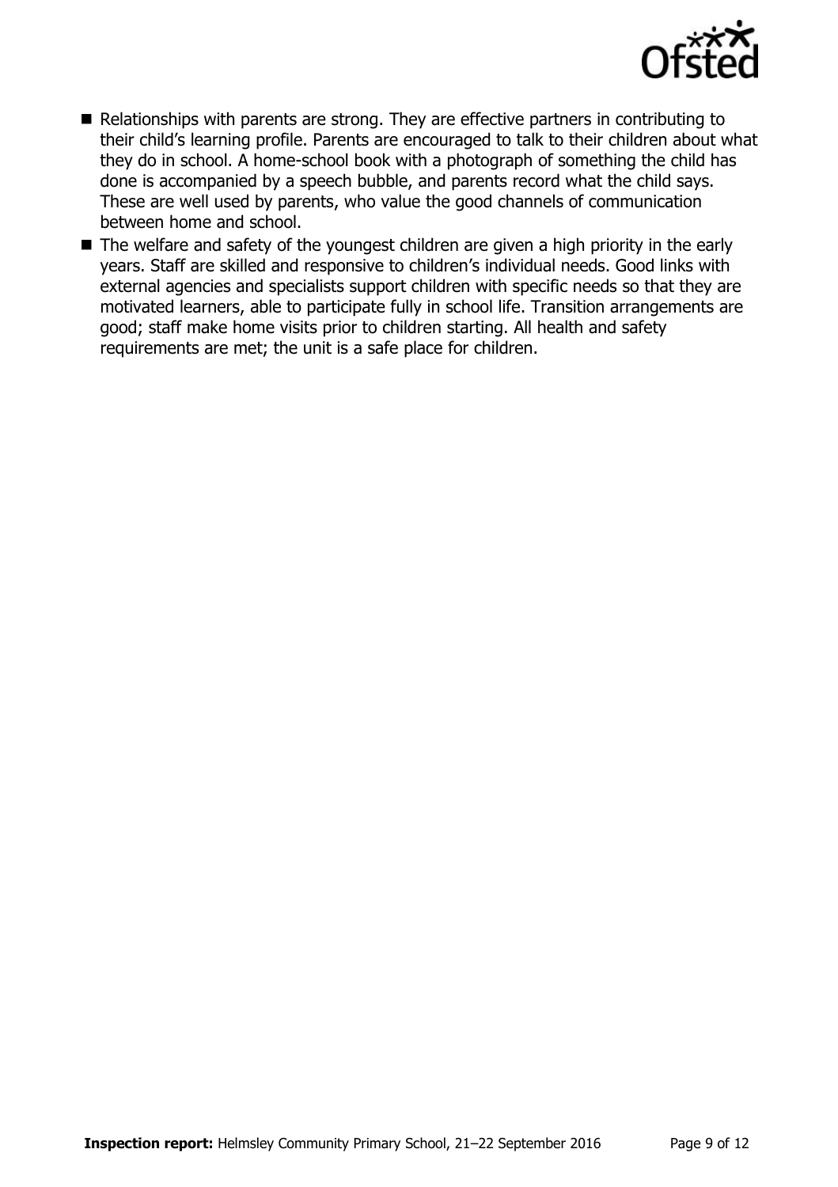- Relationships with parents are strong. They are effective partners in contributing to their child's learning profile. Parents are encouraged to talk to their children about what they do in school. A home-school book with a photograph of something the child has done is accompanied by a speech bubble, and parents record what the child says. These are well used by parents, who value the good channels of communication between home and school.
- The welfare and safety of the youngest children are given a high priority in the early years. Staff are skilled and responsive to children's individual needs. Good links with external agencies and specialists support children with specific needs so that they are motivated learners, able to participate fully in school life. Transition arrangements are good; staff make home visits prior to children starting. All health and safety requirements are met; the unit is a safe place for children.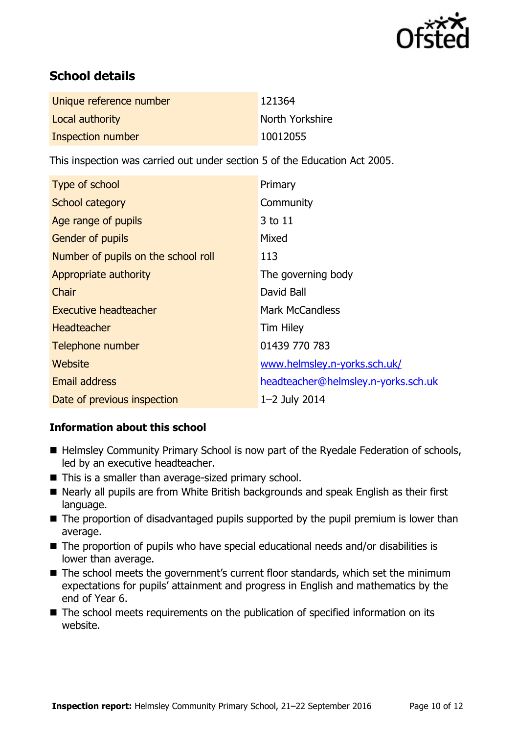## School details

| | |
|---|---|
| Unique reference number | 121364 |
| Local authority | North Yorkshire |
| Inspection number | 10012055 |

This inspection was carried out under section 5 of the Education Act 2005.

| | |
|---|---|
| Type of school | Primary |
| School category | Community |
| Age range of pupils | 3 to 11 |
| Gender of pupils | Mixed |
| Number of pupils on the school roll | 113 |
| Appropriate authority | The governing body |
| Chair | David Ball |
| Executive headteacher | Mark McCandless |
| Headteacher | Tim Hiley |
| Telephone number | 01439 770 783 |
| Website | www.helmsley.n-yorks.sch.uk/ |
| Email address | headteacher@helmsley.n-yorks.sch.uk |
| Date of previous inspection | 1–2 July 2014 |

### Information about this school

- Helmsley Community Primary School is now part of the Ryedale Federation of schools, led by an executive headteacher.
- This is a smaller than average-sized primary school.
- Nearly all pupils are from White British backgrounds and speak English as their first language.
- The proportion of disadvantaged pupils supported by the pupil premium is lower than average.
- The proportion of pupils who have special educational needs and/or disabilities is lower than average.
- The school meets the government's current floor standards, which set the minimum expectations for pupils' attainment and progress in English and mathematics by the end of Year 6.
- The school meets requirements on the publication of specified information on its website.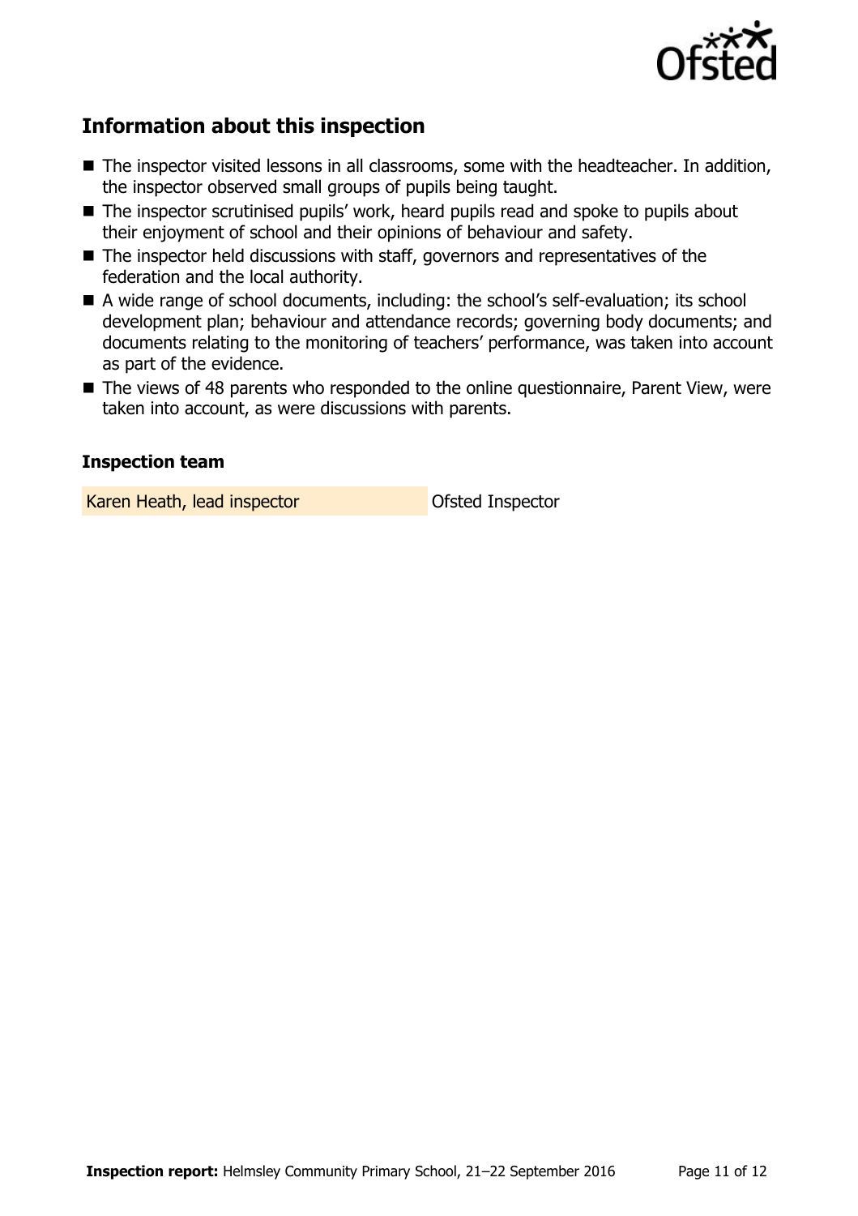## Information about this inspection

- The inspector visited lessons in all classrooms, some with the headteacher. In addition, the inspector observed small groups of pupils being taught.
- The inspector scrutinised pupils' work, heard pupils read and spoke to pupils about their enjoyment of school and their opinions of behaviour and safety.
- The inspector held discussions with staff, governors and representatives of the federation and the local authority.
- A wide range of school documents, including: the school's self-evaluation; its school development plan; behaviour and attendance records; governing body documents; and documents relating to the monitoring of teachers' performance, was taken into account as part of the evidence.
- The views of 48 parents who responded to the online questionnaire, Parent View, were taken into account, as were discussions with parents.

### Inspection team

| | |
|---|---|
| Karen Heath, lead inspector | Ofsted Inspector |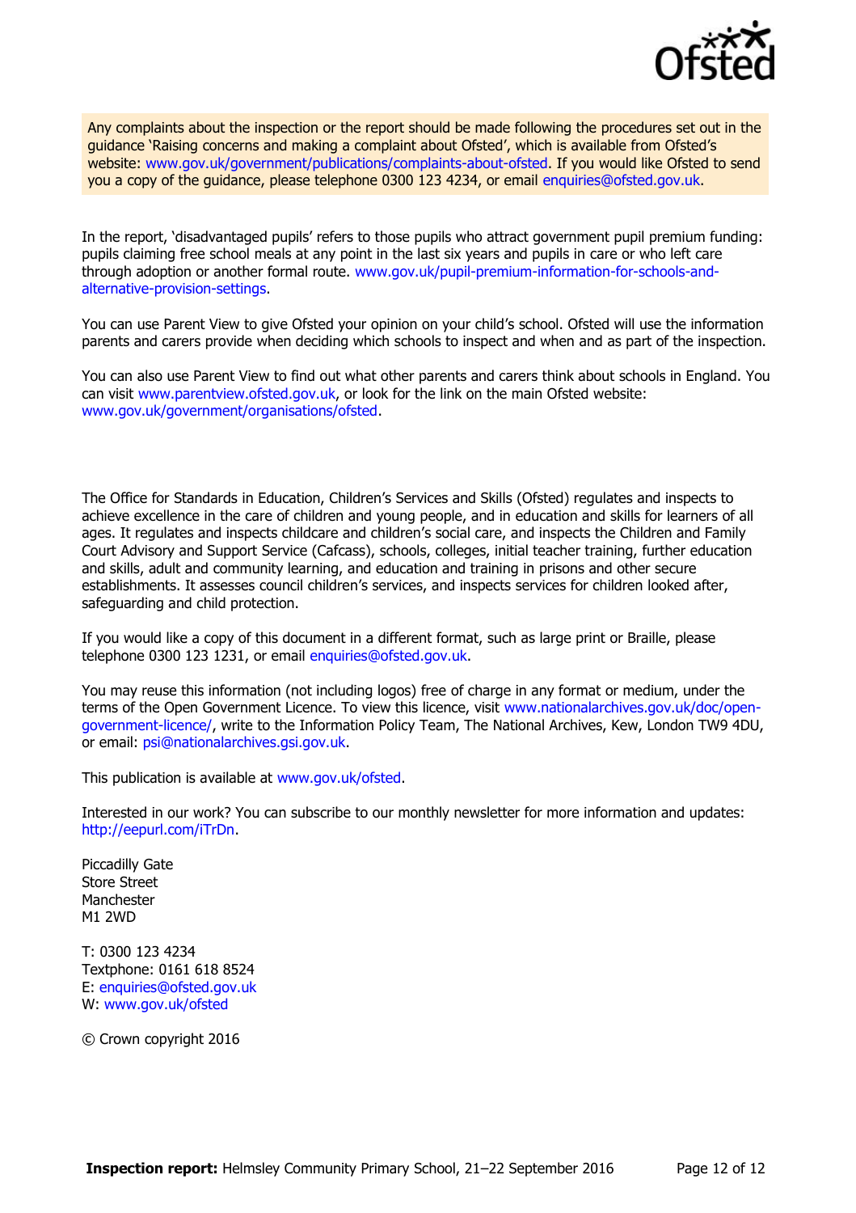Any complaints about the inspection or the report should be made following the procedures set out in the guidance 'Raising concerns and making a complaint about Ofsted', which is available from Ofsted's website: www.gov.uk/government/publications/complaints-about-ofsted. If you would like Ofsted to send you a copy of the guidance, please telephone 0300 123 4234, or email enquiries@ofsted.gov.uk.

In the report, 'disadvantaged pupils' refers to those pupils who attract government pupil premium funding: pupils claiming free school meals at any point in the last six years and pupils in care or who left care through adoption or another formal route. www.gov.uk/pupil-premium-information-for-schools-and-alternative-provision-settings.

You can use Parent View to give Ofsted your opinion on your child's school. Ofsted will use the information parents and carers provide when deciding which schools to inspect and when and as part of the inspection.

You can also use Parent View to find out what other parents and carers think about schools in England. You can visit www.parentview.ofsted.gov.uk, or look for the link on the main Ofsted website: www.gov.uk/government/organisations/ofsted.

The Office for Standards in Education, Children's Services and Skills (Ofsted) regulates and inspects to achieve excellence in the care of children and young people, and in education and skills for learners of all ages. It regulates and inspects childcare and children's social care, and inspects the Children and Family Court Advisory and Support Service (Cafcass), schools, colleges, initial teacher training, further education and skills, adult and community learning, and education and training in prisons and other secure establishments. It assesses council children's services, and inspects services for children looked after, safeguarding and child protection.

If you would like a copy of this document in a different format, such as large print or Braille, please telephone 0300 123 1231, or email enquiries@ofsted.gov.uk.

You may reuse this information (not including logos) free of charge in any format or medium, under the terms of the Open Government Licence. To view this licence, visit www.nationalarchives.gov.uk/doc/open-government-licence/, write to the Information Policy Team, The National Archives, Kew, London TW9 4DU, or email: psi@nationalarchives.gsi.gov.uk.

This publication is available at www.gov.uk/ofsted.

Interested in our work? You can subscribe to our monthly newsletter for more information and updates: http://eepurl.com/iTrDn.

Piccadilly Gate
Store Street
Manchester
M1 2WD

T: 0300 123 4234
Textphone: 0161 618 8524
E: enquiries@ofsted.gov.uk
W: www.gov.uk/ofsted

© Crown copyright 2016